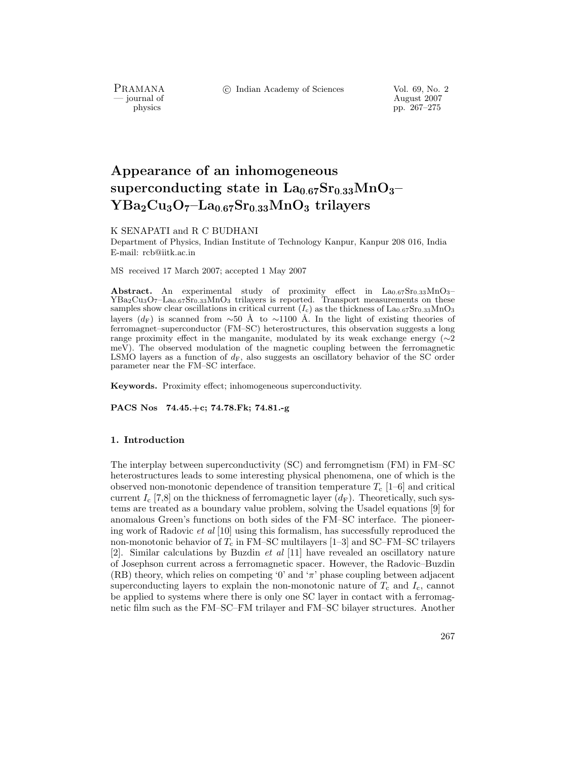# Appearance of an inhomogeneous superconducting state in $La_{0.67}Sr_{0.33}MnO_3$–$YBa_2Cu_3O_7$–$La_{0.67}Sr_{0.33}MnO_3$ trilayers

K SENAPATI and R C BUDHANI

Department of Physics, Indian Institute of Technology Kanpur, Kanpur 208 016, India
E-mail: rcb@iitk.ac.in

MS received 17 March 2007; accepted 1 May 2007

**Abstract.** An experimental study of proximity effect in $La_{0.67}Sr_{0.33}MnO_3$–$YBa_2Cu_3O_7$–$La_{0.67}Sr_{0.33}MnO_3$ trilayers is reported. Transport measurements on these samples show clear oscillations in critical current ($I_c$) as the thickness of $La_{0.67}Sr_{0.33}MnO_3$ layers ($d_F$) is scanned from ~50 Å to ~1100 Å. In the light of existing theories of ferromagnet–superconductor (FM–SC) heterostructures, this observation suggests a long range proximity effect in the manganite, modulated by its weak exchange energy (~2 meV). The observed modulation of the magnetic coupling between the ferromagnetic LSMO layers as a function of $d_F$, also suggests an oscillatory behavior of the SC order parameter near the FM–SC interface.

**Keywords.** Proximity effect; inhomogeneous superconductivity.

**PACS Nos** 74.45.+c; 74.78.Fk; 74.81.-g

## 1. Introduction

The interplay between superconductivity (SC) and ferromgnetism (FM) in FM–SC heterostructures leads to some interesting physical phenomena, one of which is the observed non-monotonic dependence of transition temperature $T_c$ [1–6] and critical current $I_c$ [7,8] on the thickness of ferromagnetic layer ($d_F$). Theoretically, such systems are treated as a boundary value problem, solving the Usadel equations [9] for anomalous Green's functions on both sides of the FM–SC interface. The pioneering work of Radovic *et al* [10] using this formalism, has successfully reproduced the non-monotonic behavior of $T_c$ in FM–SC multilayers [1–3] and SC–FM–SC trilayers [2]. Similar calculations by Buzdin *et al* [11] have revealed an oscillatory nature of Josephson current across a ferromagnetic spacer. However, the Radovic–Buzdin (RB) theory, which relies on competing '0' and '$\pi$' phase coupling between adjacent superconducting layers to explain the non-monotonic nature of $T_c$ and $I_c$, cannot be applied to systems where there is only one SC layer in contact with a ferromagnetic film such as the FM–SC–FM trilayer and FM–SC bilayer structures. Another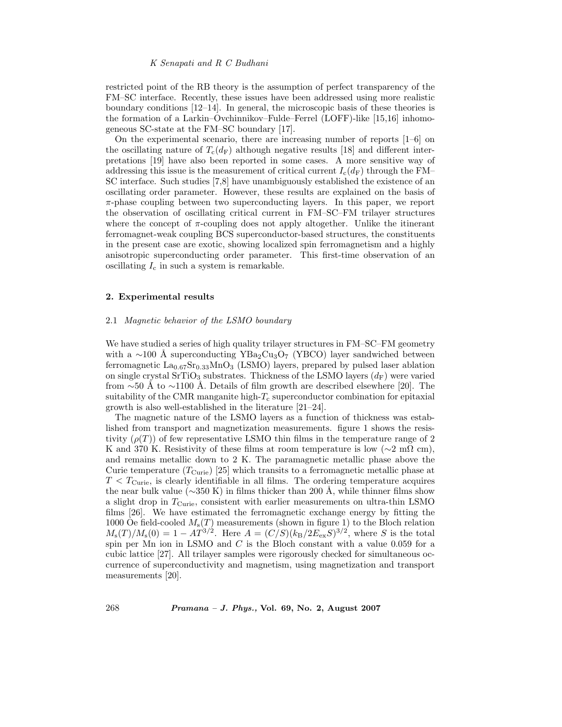restricted point of the RB theory is the assumption of perfect transparency of the FM–SC interface. Recently, these issues have been addressed using more realistic boundary conditions [12–14]. In general, the microscopic basis of these theories is the formation of a Larkin–Ovchinnikov–Fulde–Ferrel (LOFF)-like [15,16] inhomogeneous SC-state at the FM–SC boundary [17].

On the experimental scenario, there are increasing number of reports [1–6] on the oscillating nature of $T_c(d_F)$ although negative results [18] and different interpretations [19] have also been reported in some cases. A more sensitive way of addressing this issue is the measurement of critical current $I_c(d_F)$ through the FM–SC interface. Such studies [7,8] have unambiguously established the existence of an oscillating order parameter. However, these results are explained on the basis of $\pi$-phase coupling between two superconducting layers. In this paper, we report the observation of oscillating critical current in FM–SC–FM trilayer structures where the concept of $\pi$-coupling does not apply altogether. Unlike the itinerant ferromagnet-weak coupling BCS superconductor-based structures, the constituents in the present case are exotic, showing localized spin ferromagnetism and a highly anisotropic superconducting order parameter. This first-time observation of an oscillating $I_c$ in such a system is remarkable.

## 2. Experimental results

### 2.1 *Magnetic behavior of the LSMO boundary*

We have studied a series of high quality trilayer structures in FM–SC–FM geometry with a ∼100 Å superconducting $YBa_2Cu_3O_7$ (YBCO) layer sandwiched between ferromagnetic $La_{0.67}Sr_{0.33}MnO_3$ (LSMO) layers, prepared by pulsed laser ablation on single crystal $SrTiO_3$ substrates. Thickness of the LSMO layers ($d_F$) were varied from ∼50 Å to ∼1100 Å. Details of film growth are described elsewhere [20]. The suitability of the CMR manganite high-$T_c$ superconductor combination for epitaxial growth is also well-established in the literature [21–24].

The magnetic nature of the LSMO layers as a function of thickness was established from transport and magnetization measurements. figure 1 shows the resistivity ($\rho(T)$) of few representative LSMO thin films in the temperature range of 2 K and 370 K. Resistivity of these films at room temperature is low (∼2 mΩ cm), and remains metallic down to 2 K. The paramagnetic metallic phase above the Curie temperature ($T_{\rm Curie}$) [25] which transits to a ferromagnetic metallic phase at $T < T_{\rm Curie}$, is clearly identifiable in all films. The ordering temperature acquires the near bulk value (∼350 K) in films thicker than 200 Å, while thinner films show a slight drop in $T_{\rm Curie}$, consistent with earlier measurements on ultra-thin LSMO films [26]. We have estimated the ferromagnetic exchange energy by fitting the 1000 Oe field-cooled $M_s(T)$ measurements (shown in figure 1) to the Bloch relation $M_s(T)/M_s(0) = 1 - AT^{3/2}$. Here $A = (C/S)(k_B/2E_{ex}S)^{3/2}$, where $S$ is the total spin per Mn ion in LSMO and $C$ is the Bloch constant with a value 0.059 for a cubic lattice [27]. All trilayer samples were rigorously checked for simultaneous occurrence of superconductivity and magnetism, using magnetization and transport measurements [20].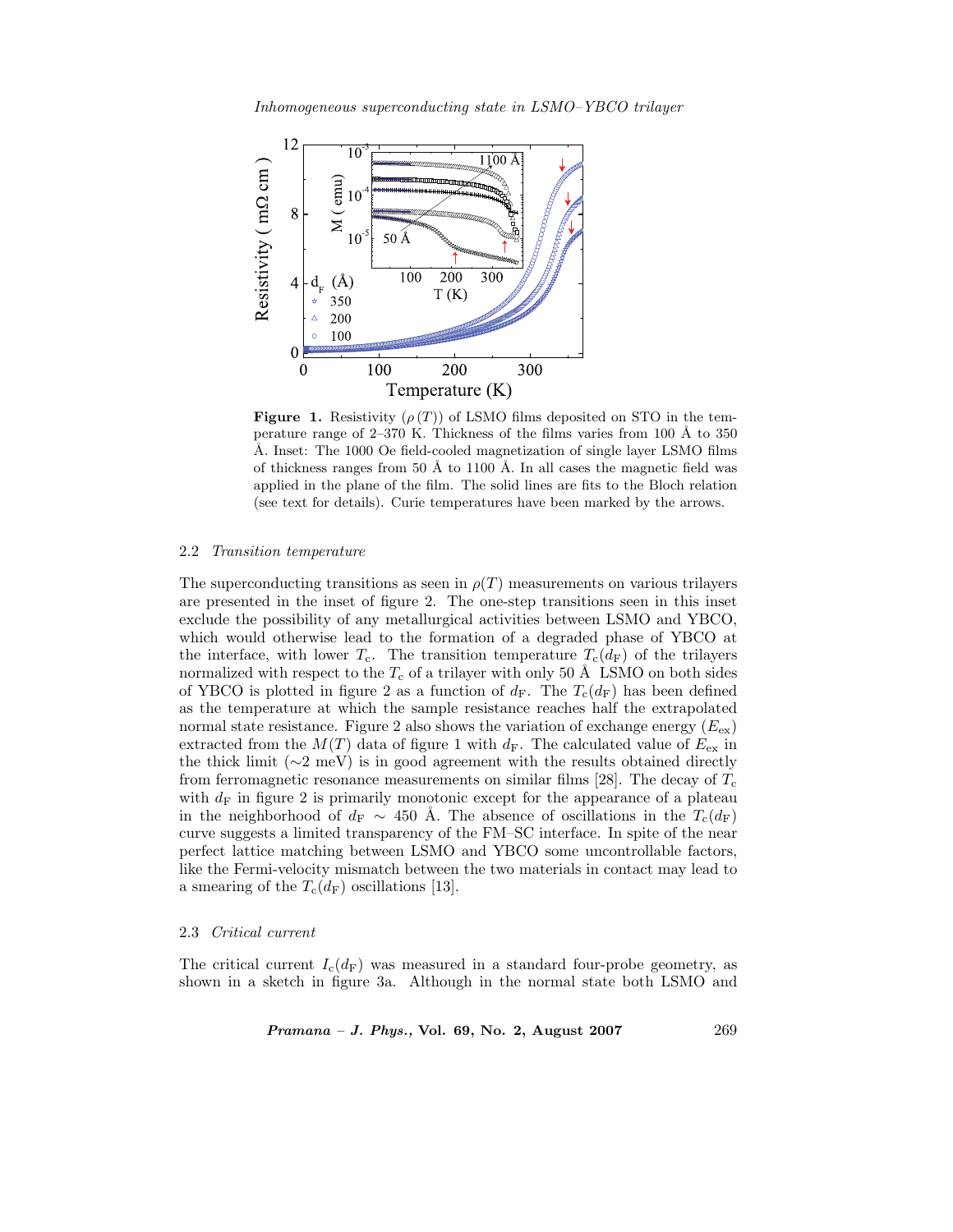**Figure 1.** Resistivity ($\rho(T)$) of LSMO films deposited on STO in the temperature range of 2–370 K. Thickness of the films varies from 100 Å to 350 Å. Inset: The 1000 Oe field-cooled magnetization of single layer LSMO films of thickness ranges from 50 Å to 1100 Å. In all cases the magnetic field was applied in the plane of the film. The solid lines are fits to the Bloch relation (see text for details). Curie temperatures have been marked by the arrows.

### 2.2 *Transition temperature*

The superconducting transitions as seen in $\rho(T)$ measurements on various trilayers are presented in the inset of figure 2. The one-step transitions seen in this inset exclude the possibility of any metallurgical activities between LSMO and YBCO, which would otherwise lead to the formation of a degraded phase of YBCO at the interface, with lower $T_c$. The transition temperature $T_c(d_F)$ of the trilayers normalized with respect to the $T_c$ of a trilayer with only 50 Å LSMO on both sides of YBCO is plotted in figure 2 as a function of $d_F$. The $T_c(d_F)$ has been defined as the temperature at which the sample resistance reaches half the extrapolated normal state resistance. Figure 2 also shows the variation of exchange energy ($E_{ex}$) extracted from the $M(T)$ data of figure 1 with $d_F$. The calculated value of $E_{ex}$ in the thick limit ($\sim$2 meV) is in good agreement with the results obtained directly from ferromagnetic resonance measurements on similar films [28]. The decay of $T_c$ with $d_F$ in figure 2 is primarily monotonic except for the appearance of a plateau in the neighborhood of $d_F \sim 450$ Å. The absence of oscillations in the $T_c(d_F)$ curve suggests a limited transparency of the FM–SC interface. In spite of the near perfect lattice matching between LSMO and YBCO some uncontrollable factors, like the Fermi-velocity mismatch between the two materials in contact may lead to a smearing of the $T_c(d_F)$ oscillations [13].

### 2.3 *Critical current*

The critical current $I_c(d_F)$ was measured in a standard four-probe geometry, as shown in a sketch in figure 3a. Although in the normal state both LSMO and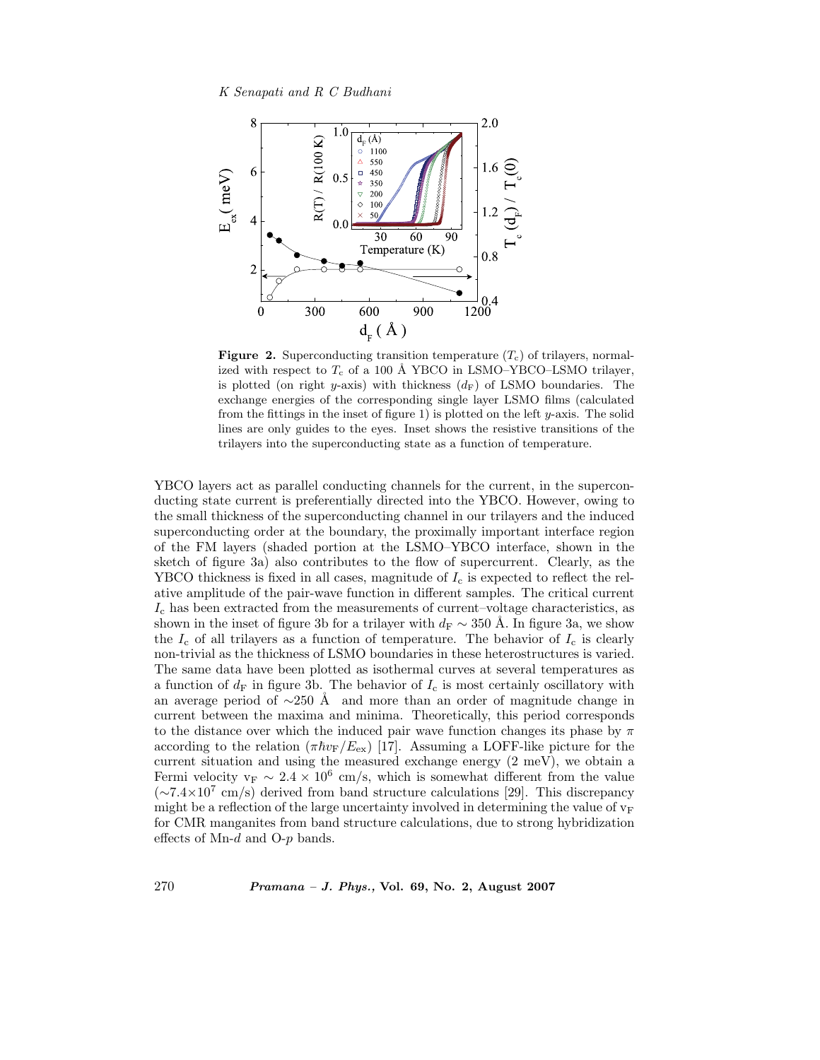**Figure 2.** Superconducting transition temperature ($T_c$) of trilayers, normalized with respect to $T_c$ of a 100 Å YBCO in LSMO–YBCO–LSMO trilayer, is plotted (on right $y$-axis) with thickness ($d_F$) of LSMO boundaries. The exchange energies of the corresponding single layer LSMO films (calculated from the fittings in the inset of figure 1) is plotted on the left $y$-axis. The solid lines are only guides to the eyes. Inset shows the resistive transitions of the trilayers into the superconducting state as a function of temperature.

YBCO layers act as parallel conducting channels for the current, in the superconducting state current is preferentially directed into the YBCO. However, owing to the small thickness of the superconducting channel in our trilayers and the induced superconducting order at the boundary, the proximally important interface region of the FM layers (shaded portion at the LSMO–YBCO interface, shown in the sketch of figure 3a) also contributes to the flow of supercurrent. Clearly, as the YBCO thickness is fixed in all cases, magnitude of $I_c$ is expected to reflect the relative amplitude of the pair-wave function in different samples. The critical current $I_c$ has been extracted from the measurements of current–voltage characteristics, as shown in the inset of figure 3b for a trilayer with $d_F \sim 350$ Å. In figure 3a, we show the $I_c$ of all trilayers as a function of temperature. The behavior of $I_c$ is clearly non-trivial as the thickness of LSMO boundaries in these heterostructures is varied. The same data have been plotted as isothermal curves at several temperatures as a function of $d_F$ in figure 3b. The behavior of $I_c$ is most certainly oscillatory with an average period of ~250 Å and more than an order of magnitude change in current between the maxima and minima. Theoretically, this period corresponds to the distance over which the induced pair wave function changes its phase by $\pi$ according to the relation ($\pi\hbar v_F/E_{ex}$) [17]. Assuming a LOFF-like picture for the current situation and using the measured exchange energy (2 meV), we obtain a Fermi velocity $v_F \sim 2.4 \times 10^6$ cm/s, which is somewhat different from the value (~$7.4\times10^7$ cm/s) derived from band structure calculations [29]. This discrepancy might be a reflection of the large uncertainty involved in determining the value of $v_F$ for CMR manganites from band structure calculations, due to strong hybridization effects of Mn-$d$ and O-$p$ bands.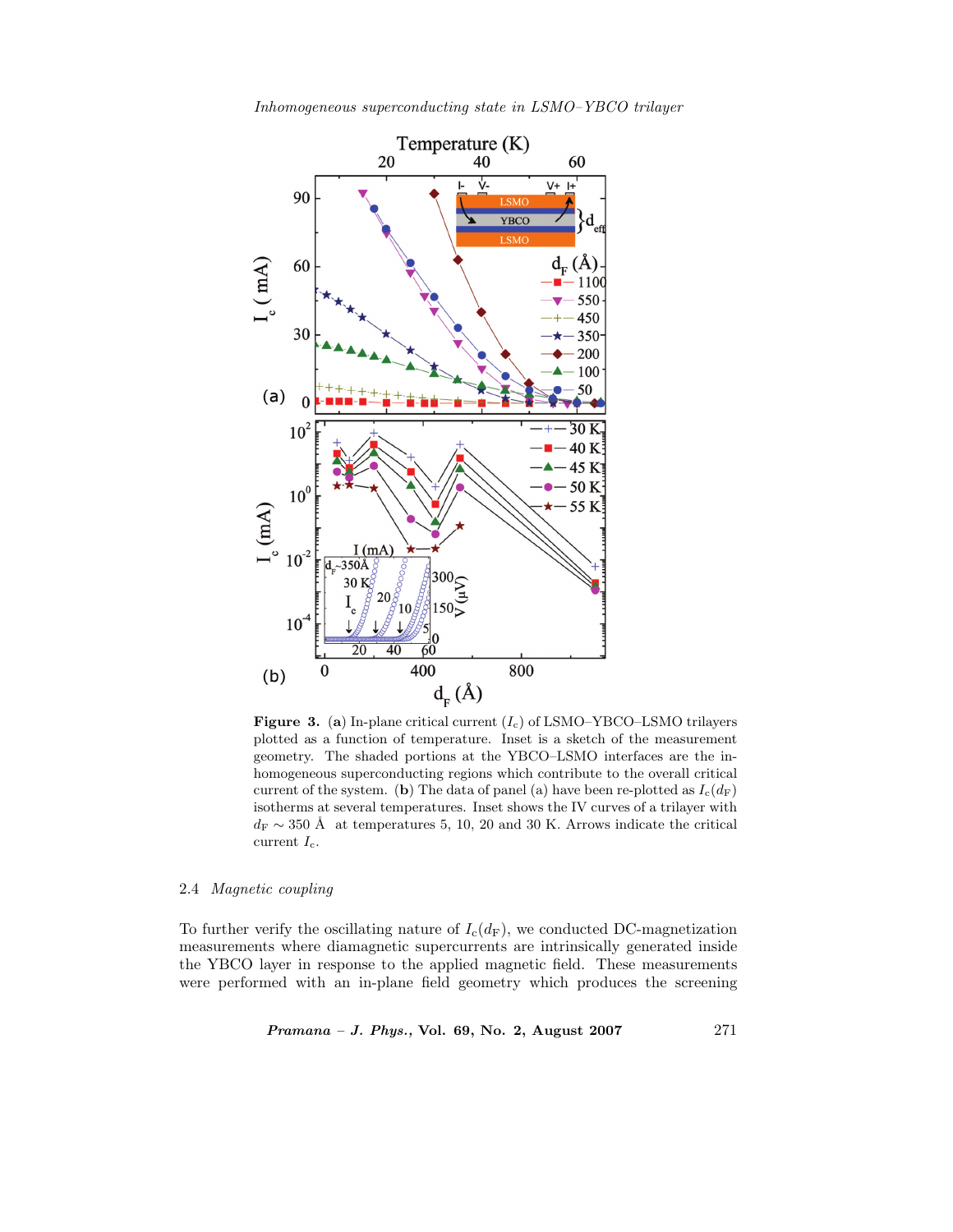**Figure 3.** (**a**) In-plane critical current ($I_c$) of LSMO–YBCO–LSMO trilayers plotted as a function of temperature. Inset is a sketch of the measurement geometry. The shaded portions at the YBCO–LSMO interfaces are the inhomogeneous superconducting regions which contribute to the overall critical current of the system. (**b**) The data of panel (a) have been re-plotted as $I_c(d_F)$ isotherms at several temperatures. Inset shows the IV curves of a trilayer with $d_F \sim 350$ Å at temperatures 5, 10, 20 and 30 K. Arrows indicate the critical current $I_c$.

## 2.4 *Magnetic coupling*

To further verify the oscillating nature of $I_c(d_F)$, we conducted DC-magnetization measurements where diamagnetic supercurrents are intrinsically generated inside the YBCO layer in response to the applied magnetic field. These measurements were performed with an in-plane field geometry which produces the screening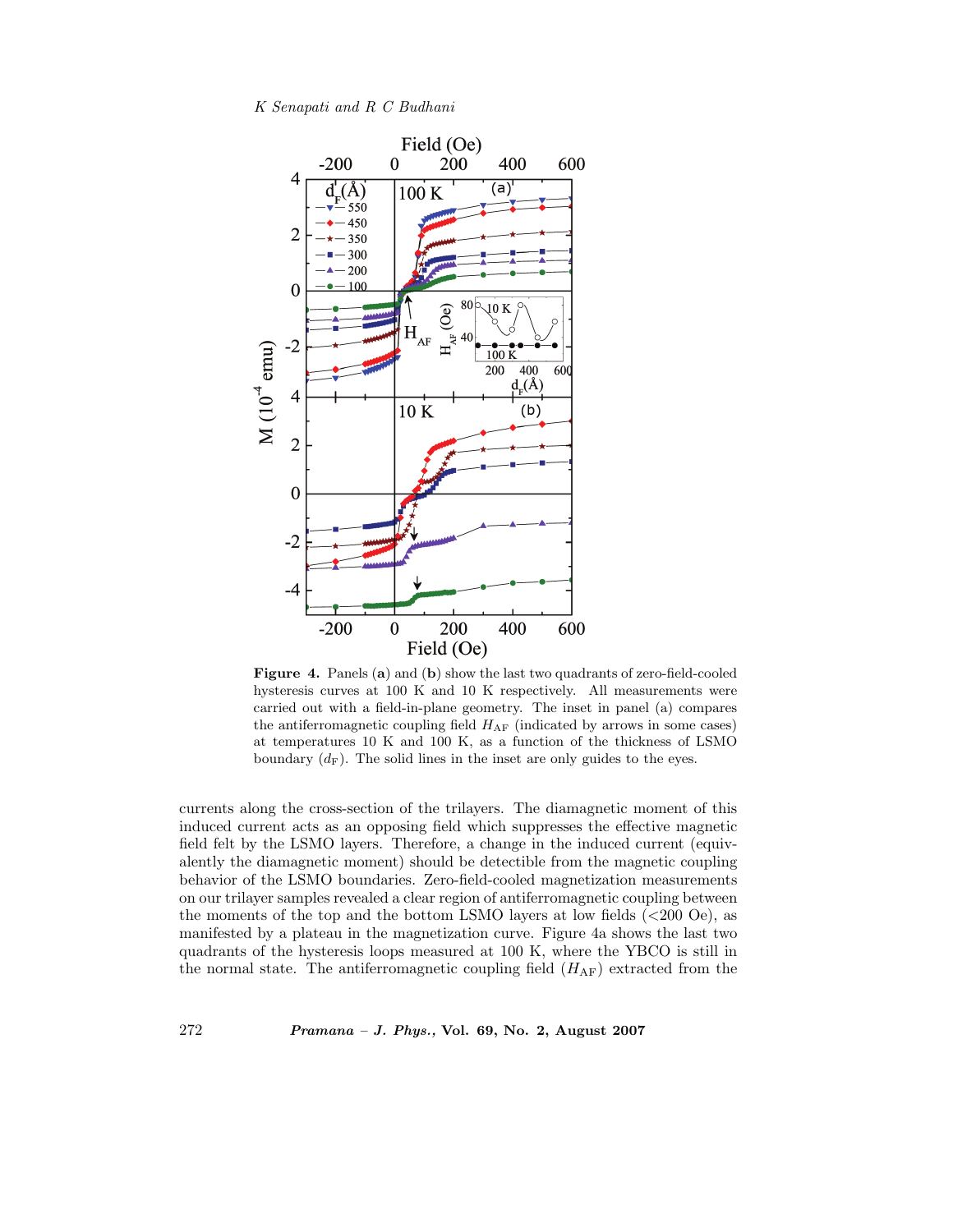**Figure 4.** Panels (**a**) and (**b**) show the last two quadrants of zero-field-cooled hysteresis curves at 100 K and 10 K respectively. All measurements were carried out with a field-in-plane geometry. The inset in panel (a) compares the antiferromagnetic coupling field $H_{\mathrm{AF}}$ (indicated by arrows in some cases) at temperatures 10 K and 100 K, as a function of the thickness of LSMO boundary ($d_{\mathrm{F}}$). The solid lines in the inset are only guides to the eyes.

currents along the cross-section of the trilayers. The diamagnetic moment of this induced current acts as an opposing field which suppresses the effective magnetic field felt by the LSMO layers. Therefore, a change in the induced current (equivalently the diamagnetic moment) should be detectible from the magnetic coupling behavior of the LSMO boundaries. Zero-field-cooled magnetization measurements on our trilayer samples revealed a clear region of antiferromagnetic coupling between the moments of the top and the bottom LSMO layers at low fields (<200 Oe), as manifested by a plateau in the magnetization curve. Figure 4a shows the last two quadrants of the hysteresis loops measured at 100 K, where the YBCO is still in the normal state. The antiferromagnetic coupling field ($H_{\mathrm{AF}}$) extracted from the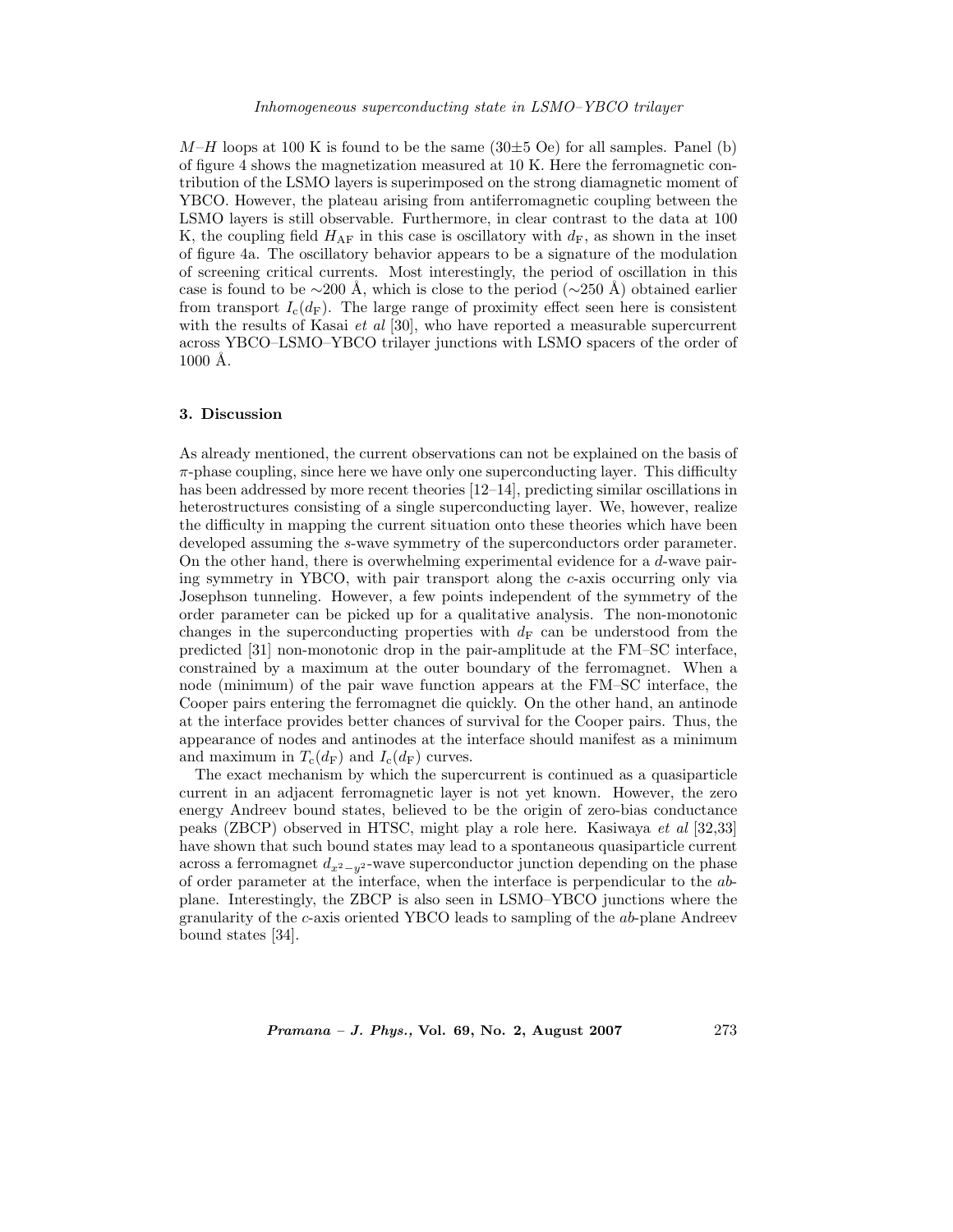$M$–$H$ loops at 100 K is found to be the same (30±5 Oe) for all samples. Panel (b) of figure 4 shows the magnetization measured at 10 K. Here the ferromagnetic contribution of the LSMO layers is superimposed on the strong diamagnetic moment of YBCO. However, the plateau arising from antiferromagnetic coupling between the LSMO layers is still observable. Furthermore, in clear contrast to the data at 100 K, the coupling field $H_{\mathrm{AF}}$ in this case is oscillatory with $d_{\mathrm{F}}$, as shown in the inset of figure 4a. The oscillatory behavior appears to be a signature of the modulation of screening critical currents. Most interestingly, the period of oscillation in this case is found to be ∼200 Å, which is close to the period (∼250 Å) obtained earlier from transport $I_{\mathrm{c}}(d_{\mathrm{F}})$. The large range of proximity effect seen here is consistent with the results of Kasai *et al* [30], who have reported a measurable supercurrent across YBCO–LSMO–YBCO trilayer junctions with LSMO spacers of the order of 1000 Å.

### 3. Discussion

As already mentioned, the current observations can not be explained on the basis of $\pi$-phase coupling, since here we have only one superconducting layer. This difficulty has been addressed by more recent theories [12–14], predicting similar oscillations in heterostructures consisting of a single superconducting layer. We, however, realize the difficulty in mapping the current situation onto these theories which have been developed assuming the $s$-wave symmetry of the superconductors order parameter. On the other hand, there is overwhelming experimental evidence for a $d$-wave pairing symmetry in YBCO, with pair transport along the $c$-axis occurring only via Josephson tunneling. However, a few points independent of the symmetry of the order parameter can be picked up for a qualitative analysis. The non-monotonic changes in the superconducting properties with $d_{\mathrm{F}}$ can be understood from the predicted [31] non-monotonic drop in the pair-amplitude at the FM–SC interface, constrained by a maximum at the outer boundary of the ferromagnet. When a node (minimum) of the pair wave function appears at the FM–SC interface, the Cooper pairs entering the ferromagnet die quickly. On the other hand, an antinode at the interface provides better chances of survival for the Cooper pairs. Thus, the appearance of nodes and antinodes at the interface should manifest as a minimum and maximum in $T_{\mathrm{c}}(d_{\mathrm{F}})$ and $I_{\mathrm{c}}(d_{\mathrm{F}})$ curves.

The exact mechanism by which the supercurrent is continued as a quasiparticle current in an adjacent ferromagnetic layer is not yet known. However, the zero energy Andreev bound states, believed to be the origin of zero-bias conductance peaks (ZBCP) observed in HTSC, might play a role here. Kasiwaya *et al* [32,33] have shown that such bound states may lead to a spontaneous quasiparticle current across a ferromagnet $d_{x^2-y^2}$-wave superconductor junction depending on the phase of order parameter at the interface, when the interface is perpendicular to the $ab$-plane. Interestingly, the ZBCP is also seen in LSMO–YBCO junctions where the granularity of the $c$-axis oriented YBCO leads to sampling of the $ab$-plane Andreev bound states [34].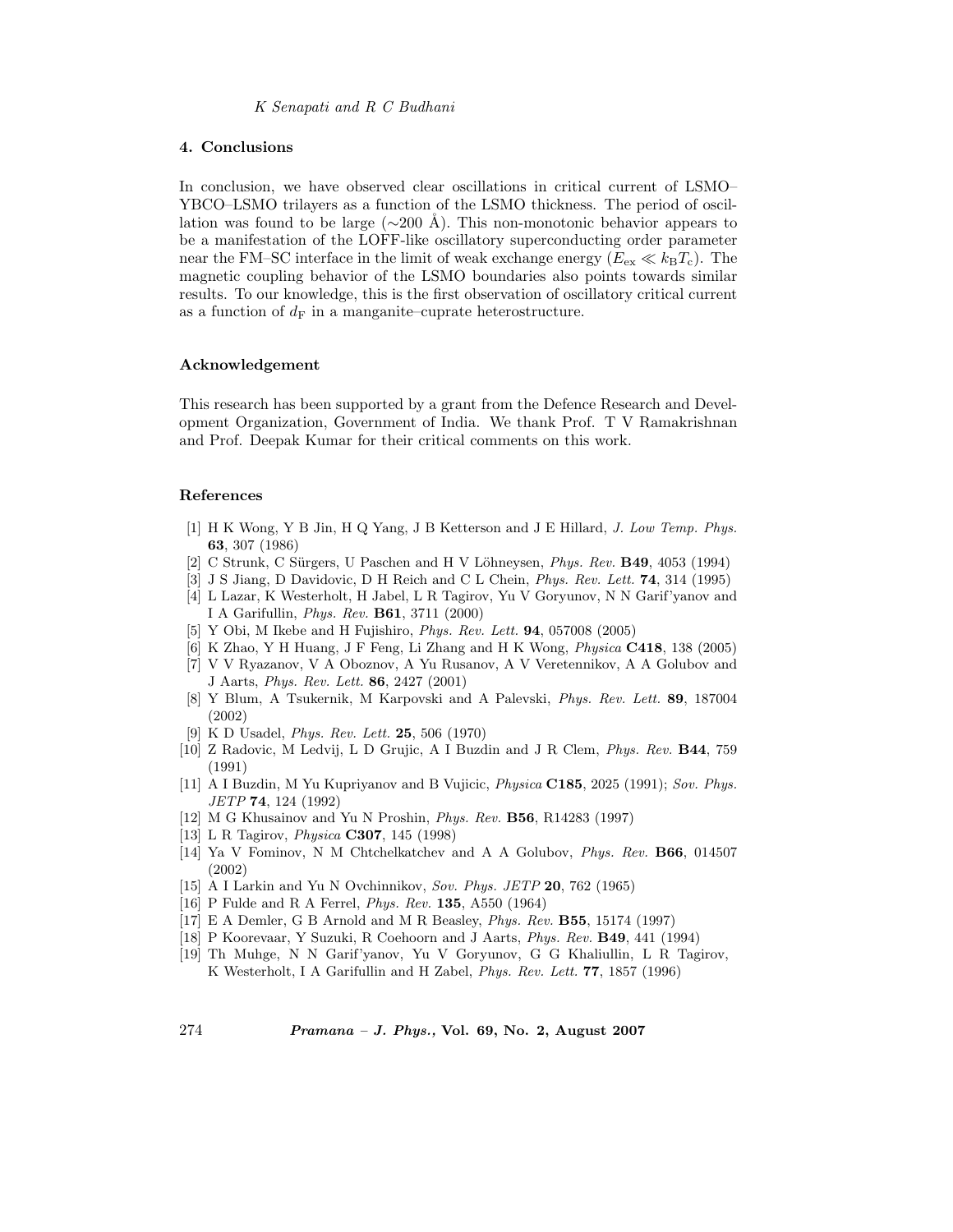## 4. Conclusions

In conclusion, we have observed clear oscillations in critical current of LSMO–YBCO–LSMO trilayers as a function of the LSMO thickness. The period of oscillation was found to be large (∼200 Å). This non-monotonic behavior appears to be a manifestation of the LOFF-like oscillatory superconducting order parameter near the FM–SC interface in the limit of weak exchange energy ($E_{\mathrm{ex}} \ll k_{\mathrm{B}}T_{\mathrm{c}}$). The magnetic coupling behavior of the LSMO boundaries also points towards similar results. To our knowledge, this is the first observation of oscillatory critical current as a function of $d_{\mathrm{F}}$ in a manganite–cuprate heterostructure.

## Acknowledgement

This research has been supported by a grant from the Defence Research and Development Organization, Government of India. We thank Prof. T V Ramakrishnan and Prof. Deepak Kumar for their critical comments on this work.

## References

[1] H K Wong, Y B Jin, H Q Yang, J B Ketterson and J E Hillard, *J. Low Temp. Phys.* **63**, 307 (1986)

[2] C Strunk, C Sürgers, U Paschen and H V Löhneysen, *Phys. Rev.* **B49**, 4053 (1994)

[3] J S Jiang, D Davidovic, D H Reich and C L Chein, *Phys. Rev. Lett.* **74**, 314 (1995)

[4] L Lazar, K Westerholt, H Jabel, L R Tagirov, Yu V Goryunov, N N Garif'yanov and I A Garifullin, *Phys. Rev.* **B61**, 3711 (2000)

[5] Y Obi, M Ikebe and H Fujishiro, *Phys. Rev. Lett.* **94**, 057008 (2005)

[6] K Zhao, Y H Huang, J F Feng, Li Zhang and H K Wong, *Physica* **C418**, 138 (2005)

[7] V V Ryazanov, V A Oboznov, A Yu Rusanov, A V Veretennikov, A A Golubov and J Aarts, *Phys. Rev. Lett.* **86**, 2427 (2001)

[8] Y Blum, A Tsukernik, M Karpovski and A Palevski, *Phys. Rev. Lett.* **89**, 187004 (2002)

[9] K D Usadel, *Phys. Rev. Lett.* **25**, 506 (1970)

[10] Z Radovic, M Ledvij, L D Grujic, A I Buzdin and J R Clem, *Phys. Rev.* **B44**, 759 (1991)

[11] A I Buzdin, M Yu Kupriyanov and B Vujicic, *Physica* **C185**, 2025 (1991); *Sov. Phys. JETP* **74**, 124 (1992)

[12] M G Khusainov and Yu N Proshin, *Phys. Rev.* **B56**, R14283 (1997)

[13] L R Tagirov, *Physica* **C307**, 145 (1998)

[14] Ya V Fominov, N M Chtchelkatchev and A A Golubov, *Phys. Rev.* **B66**, 014507 (2002)

[15] A I Larkin and Yu N Ovchinnikov, *Sov. Phys. JETP* **20**, 762 (1965)

[16] P Fulde and R A Ferrel, *Phys. Rev.* **135**, A550 (1964)

[17] E A Demler, G B Arnold and M R Beasley, *Phys. Rev.* **B55**, 15174 (1997)

[18] P Koorevaar, Y Suzuki, R Coehoorn and J Aarts, *Phys. Rev.* **B49**, 441 (1994)

[19] Th Muhge, N N Garif'yanov, Yu V Goryunov, G G Khaliullin, L R Tagirov, K Westerholt, I A Garifullin and H Zabel, *Phys. Rev. Lett.* **77**, 1857 (1996)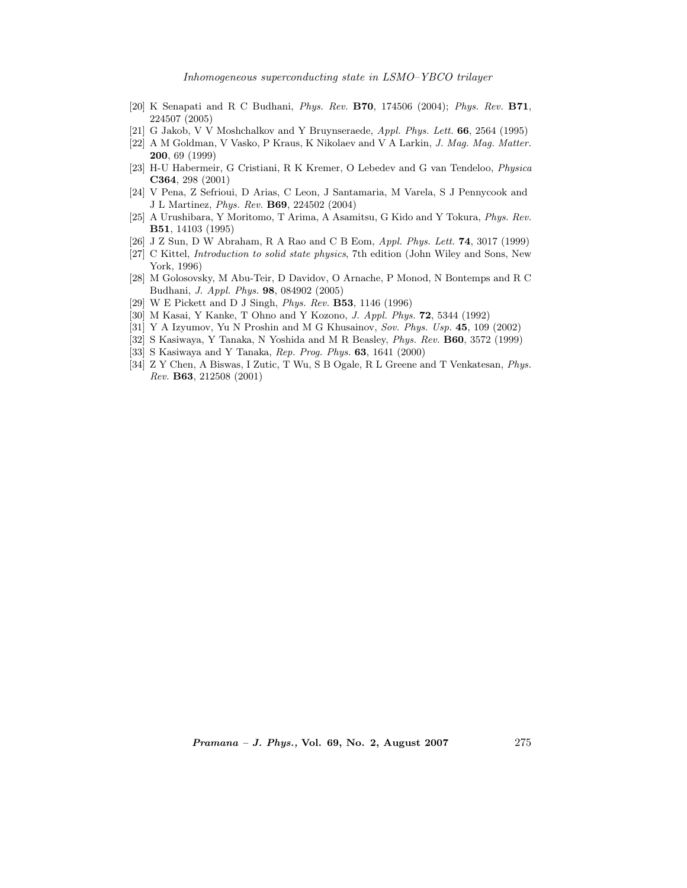[20] K Senapati and R C Budhani, *Phys. Rev.* **B70**, 174506 (2004); *Phys. Rev.* **B71**, 224507 (2005)

[21] G Jakob, V V Moshchalkov and Y Bruynseraede, *Appl. Phys. Lett.* **66**, 2564 (1995)

[22] A M Goldman, V Vasko, P Kraus, K Nikolaev and V A Larkin, *J. Mag. Mag. Matter.* **200**, 69 (1999)

[23] H-U Habermeir, G Cristiani, R K Kremer, O Lebedev and G van Tendeloo, *Physica* **C364**, 298 (2001)

[24] V Pena, Z Sefrioui, D Arias, C Leon, J Santamaria, M Varela, S J Pennycook and J L Martinez, *Phys. Rev.* **B69**, 224502 (2004)

[25] A Urushibara, Y Moritomo, T Arima, A Asamitsu, G Kido and Y Tokura, *Phys. Rev.* **B51**, 14103 (1995)

[26] J Z Sun, D W Abraham, R A Rao and C B Eom, *Appl. Phys. Lett.* **74**, 3017 (1999)

[27] C Kittel, *Introduction to solid state physics*, 7th edition (John Wiley and Sons, New York, 1996)

[28] M Golosovsky, M Abu-Teir, D Davidov, O Arnache, P Monod, N Bontemps and R C Budhani, *J. Appl. Phys.* **98**, 084902 (2005)

[29] W E Pickett and D J Singh, *Phys. Rev.* **B53**, 1146 (1996)

[30] M Kasai, Y Kanke, T Ohno and Y Kozono, *J. Appl. Phys.* **72**, 5344 (1992)

[31] Y A Izyumov, Yu N Proshin and M G Khusainov, *Sov. Phys. Usp.* **45**, 109 (2002)

[32] S Kasiwaya, Y Tanaka, N Yoshida and M R Beasley, *Phys. Rev.* **B60**, 3572 (1999)

[33] S Kasiwaya and Y Tanaka, *Rep. Prog. Phys.* **63**, 1641 (2000)

[34] Z Y Chen, A Biswas, I Zutic, T Wu, S B Ogale, R L Greene and T Venkatesan, *Phys. Rev.* **B63**, 212508 (2001)